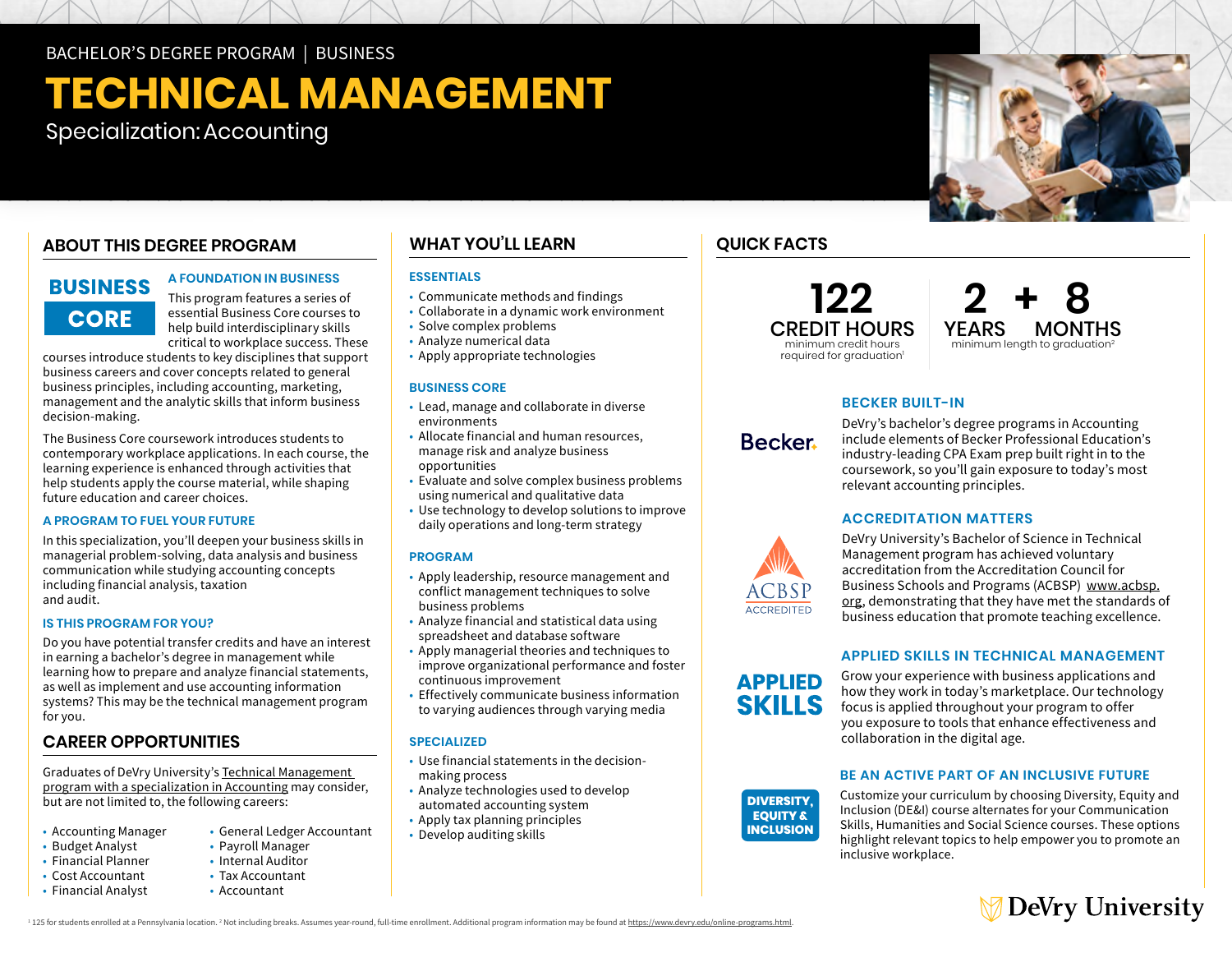BACHELOR'S DEGREE PROGRAM | BUSINESS

# TECHNICAL MANAGEMENT

Specialization: Accounting

## ABOUT THIS DEGREE PROGRAM

**BUSINESS CORE**

### A FOUNDATION IN BUSINESS

This program features a series of essential Business Core courses to help build interdisciplinary skills critical to workplace success. These courses introduce students to key disciplines that support business careers and cover concepts related to general business principles, including accounting, marketing, management and the analytic skills that inform business decision-making.

The Business Core coursework introduces students to contemporary workplace applications. In each course, the learning experience is enhanced through activities that help students apply the course material, while shaping future education and career choices.

### A PROGRAM TO FUEL YOUR FUTURE

In this specialization, you'll deepen your business skills in managerial problem-solving, data analysis and business communication while studying accounting concepts including financial analysis, taxation and audit.

### IS THIS PROGRAM FOR YOU?

Do you have potential transfer credits and have an interest in earning a bachelor's degree in management while learning how to prepare and analyze financial statements, as well as implement and use accounting information systems? This may be the technical management program for you.

## CAREER OPPORTUNITIES

Graduates of DeVry University's Technical Management program with a specialization in Accounting may consider, but are not limited to, the following careers:

- Accounting Manager
- Budget Analyst
- Financial Planner
- Cost Accountant
- Financial Analyst
- General Ledger Accountant
- Payroll Manager
- Internal Auditor
- Tax Accountant
- Accountant

## WHAT YOU'LL LEARN

### ESSENTIALS

- Communicate methods and findings
- Collaborate in a dynamic work environment
- Solve complex problems
- Analyze numerical data
- Apply appropriate technologies

### BUSINESS CORE

- Lead, manage and collaborate in diverse environments
- Allocate financial and human resources, manage risk and analyze business opportunities
- Evaluate and solve complex business problems using numerical and qualitative data
- Use technology to develop solutions to improve daily operations and long-term strategy

### PROGRAM

- Apply leadership, resource management and conflict management techniques to solve business problems
- Analyze financial and statistical data using spreadsheet and database software
- Apply managerial theories and techniques to improve organizational performance and foster continuous improvement
- Effectively communicate business information to varying audiences through varying media

### SPECIALIZED

- Use financial statements in the decision-making process
- Analyze technologies used to develop automated accounting system
- Apply tax planning principles
- Develop auditing skills

## QUICK FACTS

**122** CREDIT HOURS
minimum credit hours required for graduation[1]

**2** YEARS + **8** MONTHS
minimum length to graduation[2]

### BECKER BUILT-IN

Becker.

DeVry's bachelor's degree programs in Accounting include elements of Becker Professional Education's industry-leading CPA Exam prep built right in to the coursework, so you'll gain exposure to today's most relevant accounting principles.

### ACCREDITATION MATTERS

ACBSP ACCREDITED

DeVry University's Bachelor of Science in Technical Management program has achieved voluntary accreditation from the Accreditation Council for Business Schools and Programs (ACBSP) www.acbsp.org, demonstrating that they have met the standards of business education that promote teaching excellence.

### APPLIED SKILLS IN TECHNICAL MANAGEMENT

**APPLIED SKILLS**

Grow your experience with business applications and how they work in today's marketplace. Our technology focus is applied throughout your program to offer you exposure to tools that enhance effectiveness and collaboration in the digital age.

### BE AN ACTIVE PART OF AN INCLUSIVE FUTURE

**DIVERSITY, EQUITY & INCLUSION**

Customize your curriculum by choosing Diversity, Equity and Inclusion (DE&I) course alternates for your Communication Skills, Humanities and Social Science courses. These options highlight relevant topics to help empower you to promote an inclusive workplace.

DeVry University

[1] 125 for students enrolled at a Pennsylvania location. [2] Not including breaks. Assumes year-round, full-time enrollment. Additional program information may be found at https://www.devry.edu/online-programs.html.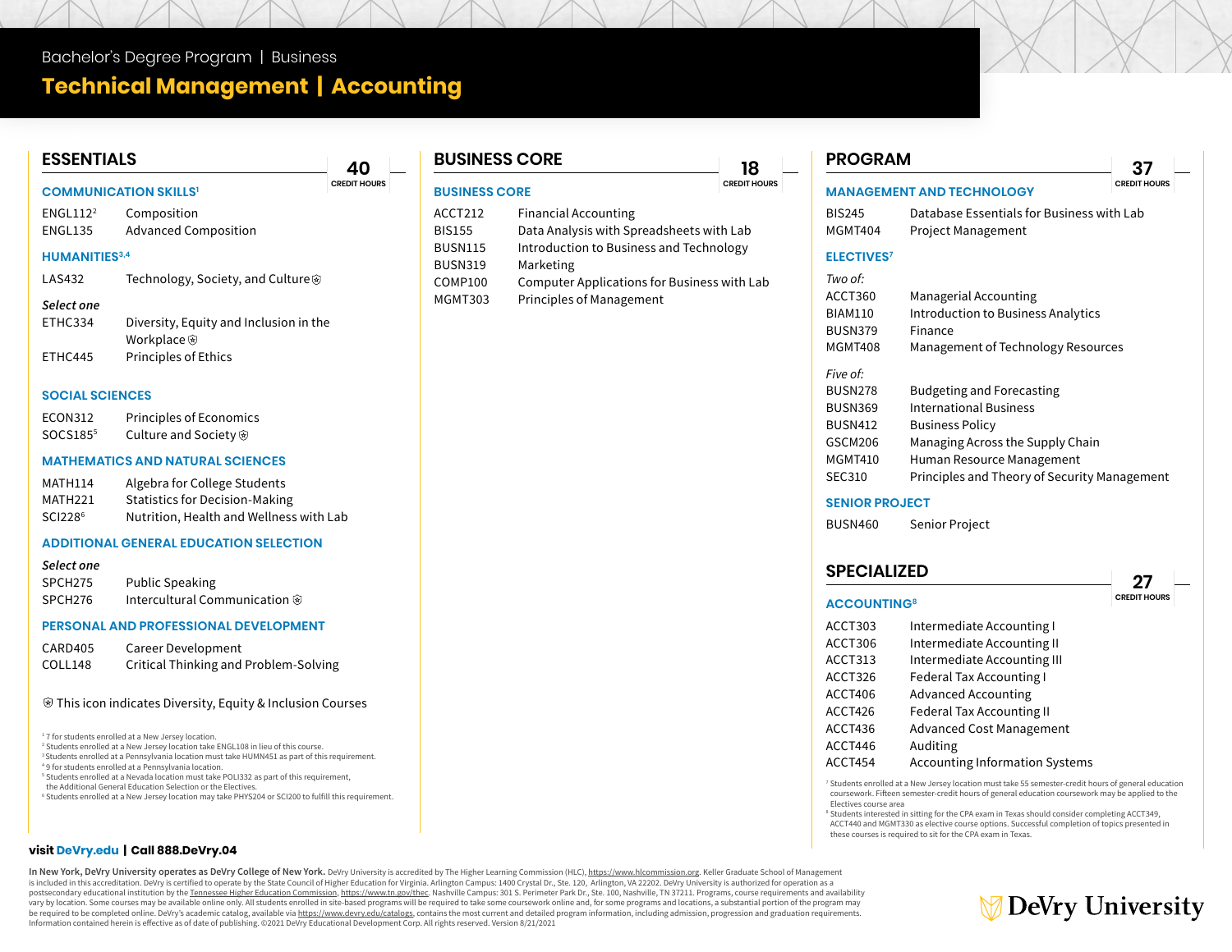Bachelor's Degree Program | Business

# Technical Management | Accounting

## ESSENTIALS

**40** CREDIT HOURS

### COMMUNICATION SKILLS[1]

| | |
|---|---|
| ENGL112[2] | Composition |
| ENGL135 | Advanced Composition |

### HUMANITIES[3,4]

| | |
|---|---|
| LAS432 | Technology, Society, and Culture ⛨ |

*Select one*

| | |
|---|---|
| ETHC334 | Diversity, Equity and Inclusion in the Workplace ⛨ |
| ETHC445 | Principles of Ethics |

### SOCIAL SCIENCES

| | |
|---|---|
| ECON312 | Principles of Economics |
| SOCS185[5] | Culture and Society ⛨ |

### MATHEMATICS AND NATURAL SCIENCES

| | |
|---|---|
| MATH114 | Algebra for College Students |
| MATH221 | Statistics for Decision-Making |
| SCI228[6] | Nutrition, Health and Wellness with Lab |

### ADDITIONAL GENERAL EDUCATION SELECTION

*Select one*

| | |
|---|---|
| SPCH275 | Public Speaking |
| SPCH276 | Intercultural Communication ⛨ |

### PERSONAL AND PROFESSIONAL DEVELOPMENT

| | |
|---|---|
| CARD405 | Career Development |
| COLL148 | Critical Thinking and Problem-Solving |

⛨ This icon indicates Diversity, Equity & Inclusion Courses

[1] 7 for students enrolled at a New Jersey location.
[2] Students enrolled at a New Jersey location take ENGL108 in lieu of this course.
[3] Students enrolled at a Pennsylvania location must take HUMN451 as part of this requirement.
[4] 9 for students enrolled at a Pennsylvania location.
[5] Students enrolled at a Nevada location must take POLI332 as part of this requirement, the Additional General Education Selection or the Electives.
[6] Students enrolled at a New Jersey location may take PHYS204 or SCI200 to fulfill this requirement.

## BUSINESS CORE

**18** CREDIT HOURS

### BUSINESS CORE

| | |
|---|---|
| ACCT212 | Financial Accounting |
| BIS155 | Data Analysis with Spreadsheets with Lab |
| BUSN115 | Introduction to Business and Technology |
| BUSN319 | Marketing |
| COMP100 | Computer Applications for Business with Lab |
| MGMT303 | Principles of Management |

## PROGRAM

**37** CREDIT HOURS

### MANAGEMENT AND TECHNOLOGY

| | |
|---|---|
| BIS245 | Database Essentials for Business with Lab |
| MGMT404 | Project Management |

### ELECTIVES[7]

*Two of:*

| | |
|---|---|
| ACCT360 | Managerial Accounting |
| BIAM110 | Introduction to Business Analytics |
| BUSN379 | Finance |
| MGMT408 | Management of Technology Resources |

*Five of:*

| | |
|---|---|
| BUSN278 | Budgeting and Forecasting |
| BUSN369 | International Business |
| BUSN412 | Business Policy |
| GSCM206 | Managing Across the Supply Chain |
| MGMT410 | Human Resource Management |
| SEC310 | Principles and Theory of Security Management |

### SENIOR PROJECT

| | |
|---|---|
| BUSN460 | Senior Project |

## SPECIALIZED

**27** CREDIT HOURS

### ACCOUNTING[8]

| | |
|---|---|
| ACCT303 | Intermediate Accounting I |
| ACCT306 | Intermediate Accounting II |
| ACCT313 | Intermediate Accounting III |
| ACCT326 | Federal Tax Accounting I |
| ACCT406 | Advanced Accounting |
| ACCT426 | Federal Tax Accounting II |
| ACCT436 | Advanced Cost Management |
| ACCT446 | Auditing |
| ACCT454 | Accounting Information Systems |

[7] Students enrolled at a New Jersey location must take 55 semester-credit hours of general education coursework. Fifteen semester-credit hours of general education coursework may be applied to the Electives course area.
[8] Students interested in sitting for the CPA exam in Texas should consider completing ACCT349, ACCT440 and MGMT330 as elective course options. Successful completion of topics presented in these courses is required to sit for the CPA exam in Texas.

**visit DeVry.edu | Call 888.DeVry.04**

**In New York, DeVry University operates as DeVry College of New York.** DeVry University is accredited by The Higher Learning Commission (HLC), https://www.hlcommission.org. Keller Graduate School of Management is included in this accreditation. DeVry is certified to operate by the State Council of Higher Education for Virginia. Arlington Campus: 1400 Crystal Dr., Ste. 120, Arlington, VA 22202. DeVry University is authorized for operation as a postsecondary educational institution by the Tennessee Higher Education Commission, https://www.tn.gov/thec. Nashville Campus: 301 S. Perimeter Park Dr., Ste. 100, Nashville, TN 37211. Programs, course requirements and availability vary by location. Some courses may be available online only. All students enrolled in site-based programs will be required to take some coursework online and, for some programs and locations, a substantial portion of the program may be required to be completed online. DeVry's academic catalog, available via https://www.devry.edu/catalogs, contains the most current and detailed program information, including admission, progression and graduation requirements. Information contained herein is effective as of date of publishing. ©2021 DeVry Educational Development Corp. All rights reserved. Version 8/21/2021

DeVry University